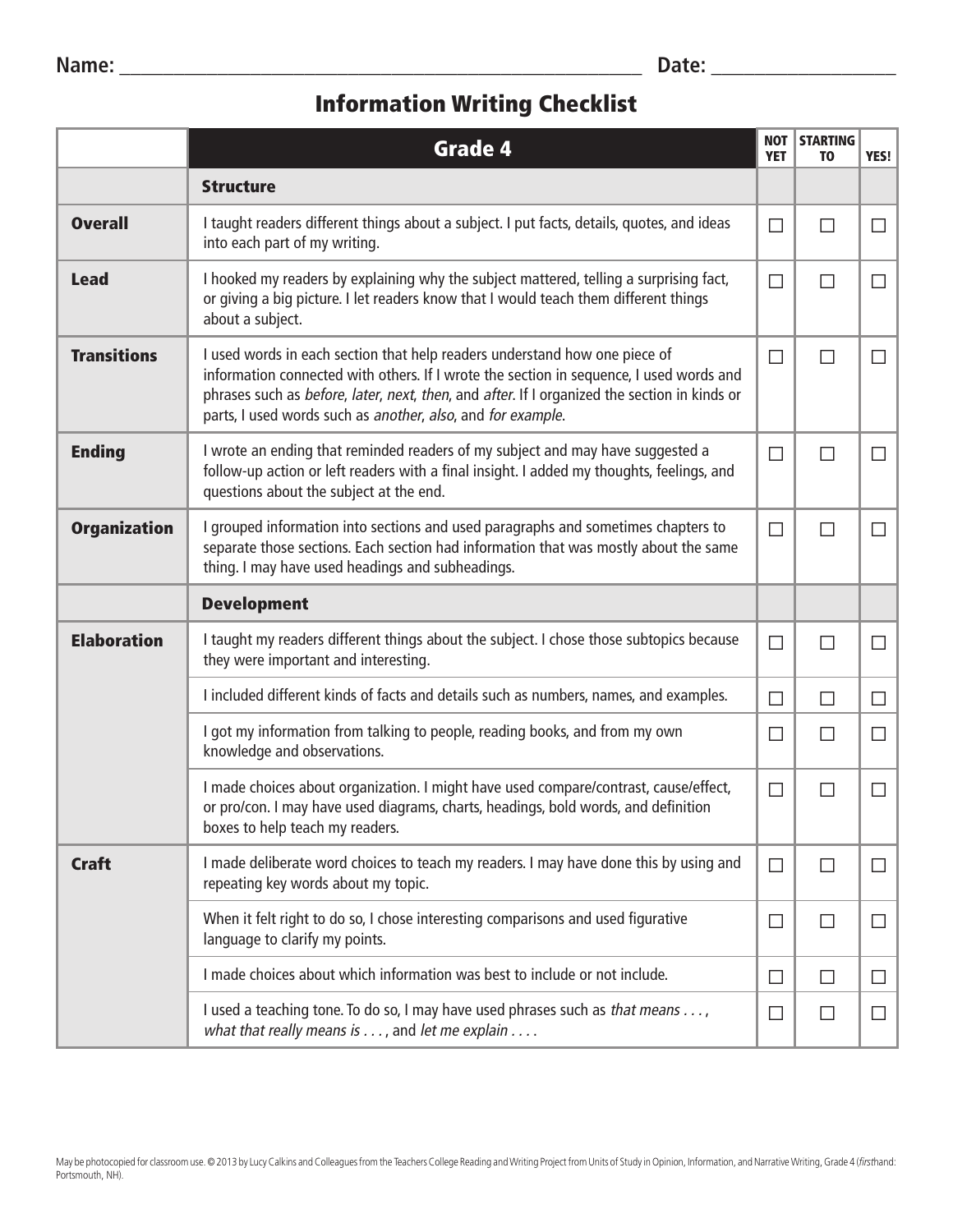Name: ______________________________________________ Date: ________________

# Information Writing Checklist

| | Grade 4 | NOT YET | STARTING TO | YES! |
|---|---|---|---|---|
| | **Structure** | | | |
| **Overall** | I taught readers different things about a subject. I put facts, details, quotes, and ideas into each part of my writing. | ☐ | ☐ | ☐ |
| **Lead** | I hooked my readers by explaining why the subject mattered, telling a surprising fact, or giving a big picture. I let readers know that I would teach them different things about a subject. | ☐ | ☐ | ☐ |
| **Transitions** | I used words in each section that help readers understand how one piece of information connected with others. If I wrote the section in sequence, I used words and phrases such as *before*, *later*, *next*, *then*, and *after*. If I organized the section in kinds or parts, I used words such as *another*, *also*, and *for example*. | ☐ | ☐ | ☐ |
| **Ending** | I wrote an ending that reminded readers of my subject and may have suggested a follow-up action or left readers with a final insight. I added my thoughts, feelings, and questions about the subject at the end. | ☐ | ☐ | ☐ |
| **Organization** | I grouped information into sections and used paragraphs and sometimes chapters to separate those sections. Each section had information that was mostly about the same thing. I may have used headings and subheadings. | ☐ | ☐ | ☐ |
| | **Development** | | | |
| **Elaboration** | I taught my readers different things about the subject. I chose those subtopics because they were important and interesting. | ☐ | ☐ | ☐ |
| | I included different kinds of facts and details such as numbers, names, and examples. | ☐ | ☐ | ☐ |
| | I got my information from talking to people, reading books, and from my own knowledge and observations. | ☐ | ☐ | ☐ |
| | I made choices about organization. I might have used compare/contrast, cause/effect, or pro/con. I may have used diagrams, charts, headings, bold words, and definition boxes to help teach my readers. | ☐ | ☐ | ☐ |
| **Craft** | I made deliberate word choices to teach my readers. I may have done this by using and repeating key words about my topic. | ☐ | ☐ | ☐ |
| | When it felt right to do so, I chose interesting comparisons and used figurative language to clarify my points. | ☐ | ☐ | ☐ |
| | I made choices about which information was best to include or not include. | ☐ | ☐ | ☐ |
| | I used a teaching tone. To do so, I may have used phrases such as *that means . . .*, *what that really means is . . .*, and *let me explain . . . .* | ☐ | ☐ | ☐ |

May be photocopied for classroom use. © 2013 by Lucy Calkins and Colleagues from the Teachers College Reading and Writing Project from Units of Study in Opinion, Information, and Narrative Writing, Grade 4 (*first*hand: Portsmouth, NH).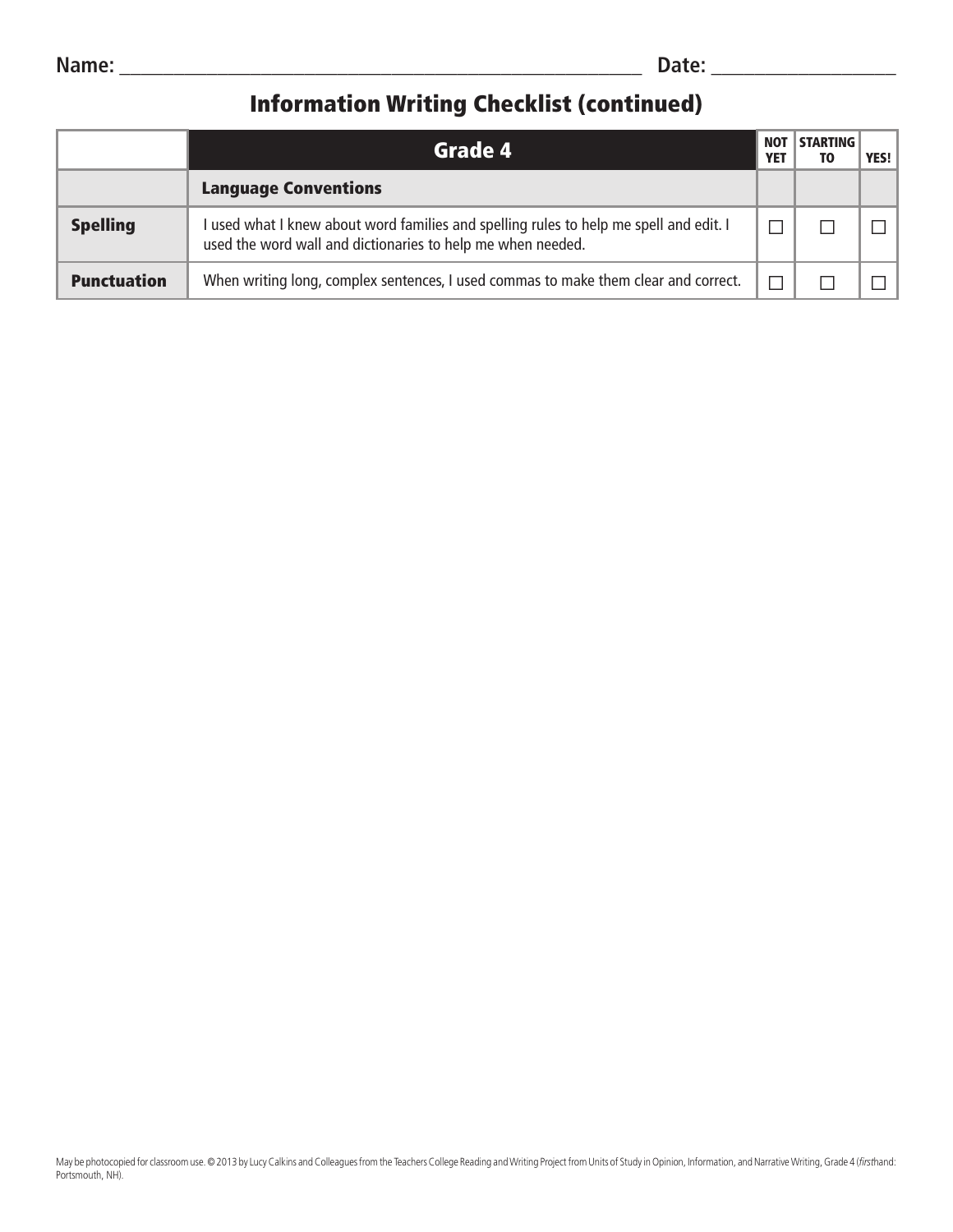Name: ______________________________________________ Date: ______________

## Information Writing Checklist (continued)

| | Grade 4 | NOT YET | STARTING TO | YES! |
|---|---|---|---|---|
| | **Language Conventions** | | | |
| **Spelling** | I used what I knew about word families and spelling rules to help me spell and edit. I used the word wall and dictionaries to help me when needed. | ☐ | ☐ | ☐ |
| **Punctuation** | When writing long, complex sentences, I used commas to make them clear and correct. | ☐ | ☐ | ☐ |

May be photocopied for classroom use. © 2013 by Lucy Calkins and Colleagues from the Teachers College Reading and Writing Project from Units of Study in Opinion, Information, and Narrative Writing, Grade 4 (*first*hand: Portsmouth, NH).